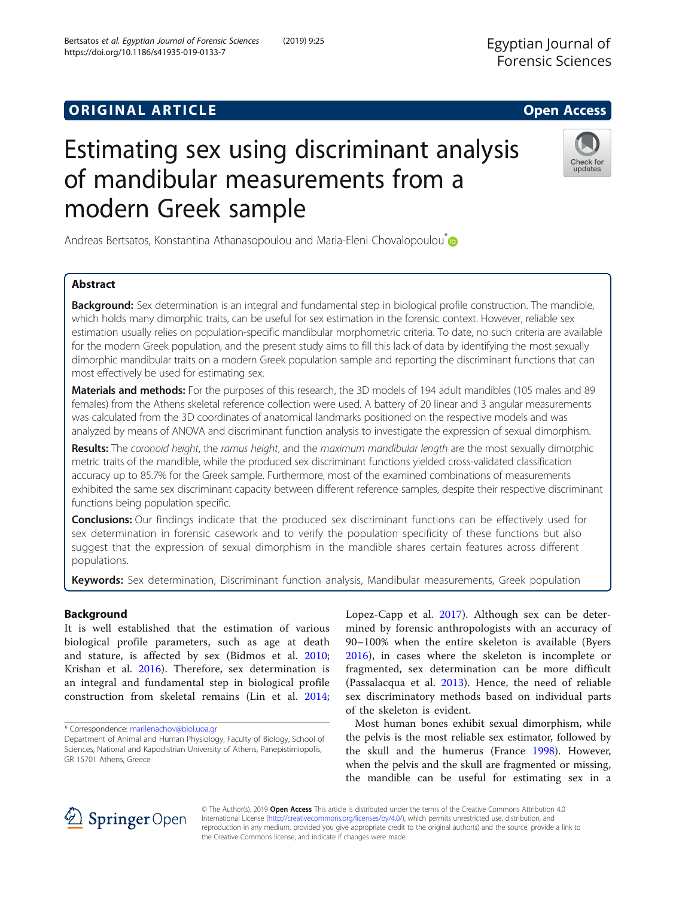ORIGINAL ARTICLE

Open Access

# Estimating sex using discriminant analysis of mandibular measurements from a modern Greek sample

Andreas Bertsatos, Konstantina Athanasopoulou and Maria-Eleni Chovalopoulou*

## Abstract

**Background:** Sex determination is an integral and fundamental step in biological profile construction. The mandible, which holds many dimorphic traits, can be useful for sex estimation in the forensic context. However, reliable sex estimation usually relies on population-specific mandibular morphometric criteria. To date, no such criteria are available for the modern Greek population, and the present study aims to fill this lack of data by identifying the most sexually dimorphic mandibular traits on a modern Greek population sample and reporting the discriminant functions that can most effectively be used for estimating sex.

**Materials and methods:** For the purposes of this research, the 3D models of 194 adult mandibles (105 males and 89 females) from the Athens skeletal reference collection were used. A battery of 20 linear and 3 angular measurements was calculated from the 3D coordinates of anatomical landmarks positioned on the respective models and was analyzed by means of ANOVA and discriminant function analysis to investigate the expression of sexual dimorphism.

**Results:** The *coronoid height*, the *ramus height*, and the *maximum mandibular length* are the most sexually dimorphic metric traits of the mandible, while the produced sex discriminant functions yielded cross-validated classification accuracy up to 85.7% for the Greek sample. Furthermore, most of the examined combinations of measurements exhibited the same sex discriminant capacity between different reference samples, despite their respective discriminant functions being population specific.

**Conclusions:** Our findings indicate that the produced sex discriminant functions can be effectively used for sex determination in forensic casework and to verify the population specificity of these functions but also suggest that the expression of sexual dimorphism in the mandible shares certain features across different populations.

**Keywords:** Sex determination, Discriminant function analysis, Mandibular measurements, Greek population

## Background

It is well established that the estimation of various biological profile parameters, such as age at death and stature, is affected by sex (Bidmos et al. 2010; Krishan et al. 2016). Therefore, sex determination is an integral and fundamental step in biological profile construction from skeletal remains (Lin et al. 2014; Lopez-Capp et al. 2017). Although sex can be determined by forensic anthropologists with an accuracy of 90–100% when the entire skeleton is available (Byers 2016), in cases where the skeleton is incomplete or fragmented, sex determination can be more difficult (Passalacqua et al. 2013). Hence, the need of reliable sex discriminatory methods based on individual parts of the skeleton is evident.

Most human bones exhibit sexual dimorphism, while the pelvis is the most reliable sex estimator, followed by the skull and the humerus (France 1998). However, when the pelvis and the skull are fragmented or missing, the mandible can be useful for estimating sex in a

* Correspondence: marilenachov@biol.uoa.gr
Department of Animal and Human Physiology, Faculty of Biology, School of Sciences, National and Kapodistrian University of Athens, Panepistimiopolis, GR 15701 Athens, Greece

© The Author(s). 2019 **Open Access** This article is distributed under the terms of the Creative Commons Attribution 4.0 International License (http://creativecommons.org/licenses/by/4.0/), which permits unrestricted use, distribution, and reproduction in any medium, provided you give appropriate credit to the original author(s) and the source, provide a link to the Creative Commons license, and indicate if changes were made.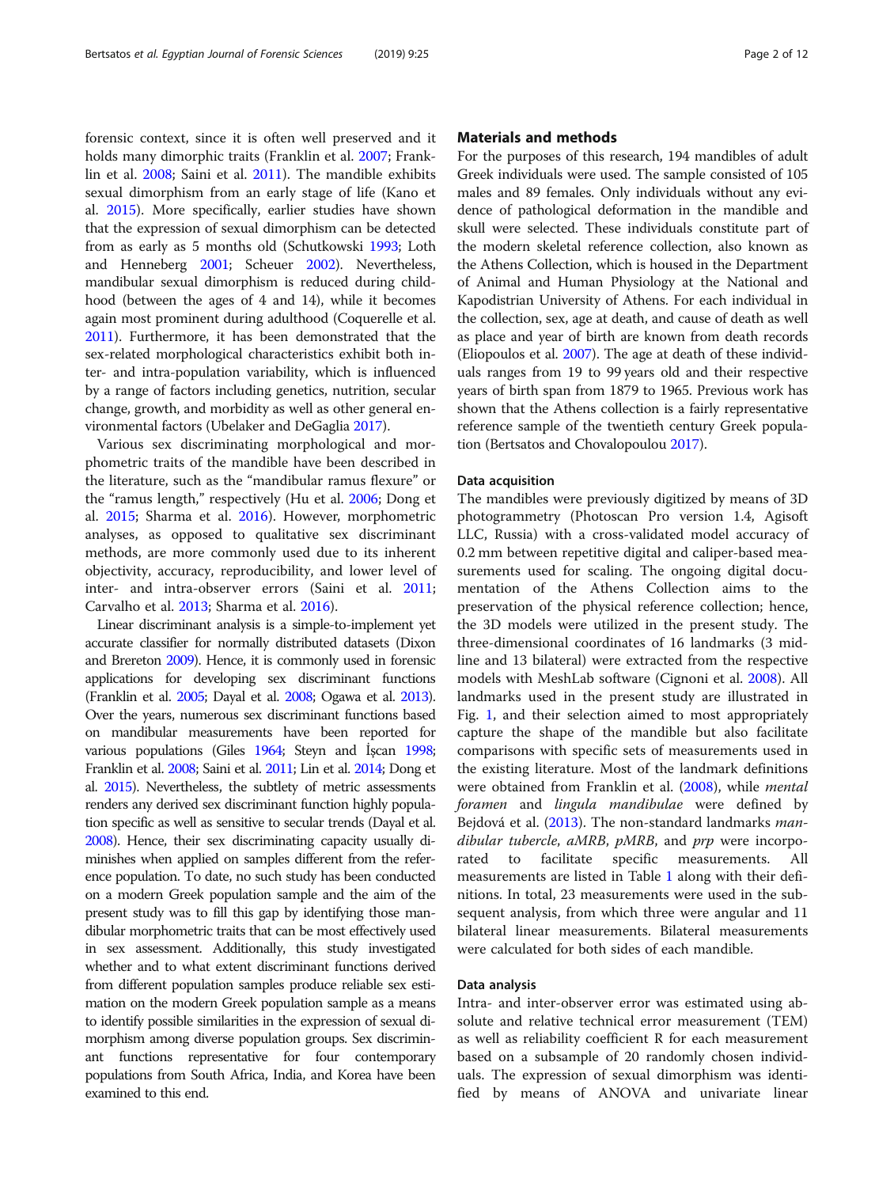forensic context, since it is often well preserved and it holds many dimorphic traits (Franklin et al. 2007; Franklin et al. 2008; Saini et al. 2011). The mandible exhibits sexual dimorphism from an early stage of life (Kano et al. 2015). More specifically, earlier studies have shown that the expression of sexual dimorphism can be detected from as early as 5 months old (Schutkowski 1993; Loth and Henneberg 2001; Scheuer 2002). Nevertheless, mandibular sexual dimorphism is reduced during childhood (between the ages of 4 and 14), while it becomes again most prominent during adulthood (Coquerelle et al. 2011). Furthermore, it has been demonstrated that the sex-related morphological characteristics exhibit both inter- and intra-population variability, which is influenced by a range of factors including genetics, nutrition, secular change, growth, and morbidity as well as other general environmental factors (Ubelaker and DeGaglia 2017).

Various sex discriminating morphological and morphometric traits of the mandible have been described in the literature, such as the "mandibular ramus flexure" or the "ramus length," respectively (Hu et al. 2006; Dong et al. 2015; Sharma et al. 2016). However, morphometric analyses, as opposed to qualitative sex discriminant methods, are more commonly used due to its inherent objectivity, accuracy, reproducibility, and lower level of inter- and intra-observer errors (Saini et al. 2011; Carvalho et al. 2013; Sharma et al. 2016).

Linear discriminant analysis is a simple-to-implement yet accurate classifier for normally distributed datasets (Dixon and Brereton 2009). Hence, it is commonly used in forensic applications for developing sex discriminant functions (Franklin et al. 2005; Dayal et al. 2008; Ogawa et al. 2013). Over the years, numerous sex discriminant functions based on mandibular measurements have been reported for various populations (Giles 1964; Steyn and İşcan 1998; Franklin et al. 2008; Saini et al. 2011; Lin et al. 2014; Dong et al. 2015). Nevertheless, the subtlety of metric assessments renders any derived sex discriminant function highly population specific as well as sensitive to secular trends (Dayal et al. 2008). Hence, their sex discriminating capacity usually diminishes when applied on samples different from the reference population. To date, no such study has been conducted on a modern Greek population sample and the aim of the present study was to fill this gap by identifying those mandibular morphometric traits that can be most effectively used in sex assessment. Additionally, this study investigated whether and to what extent discriminant functions derived from different population samples produce reliable sex estimation on the modern Greek population sample as a means to identify possible similarities in the expression of sexual dimorphism among diverse population groups. Sex discriminant functions representative for four contemporary populations from South Africa, India, and Korea have been examined to this end.

## Materials and methods

For the purposes of this research, 194 mandibles of adult Greek individuals were used. The sample consisted of 105 males and 89 females. Only individuals without any evidence of pathological deformation in the mandible and skull were selected. These individuals constitute part of the modern skeletal reference collection, also known as the Athens Collection, which is housed in the Department of Animal and Human Physiology at the National and Kapodistrian University of Athens. For each individual in the collection, sex, age at death, and cause of death as well as place and year of birth are known from death records (Eliopoulos et al. 2007). The age at death of these individuals ranges from 19 to 99 years old and their respective years of birth span from 1879 to 1965. Previous work has shown that the Athens collection is a fairly representative reference sample of the twentieth century Greek population (Bertsatos and Chovalopoulou 2017).

### Data acquisition

The mandibles were previously digitized by means of 3D photogrammetry (Photoscan Pro version 1.4, Agisoft LLC, Russia) with a cross-validated model accuracy of 0.2 mm between repetitive digital and caliper-based measurements used for scaling. The ongoing digital documentation of the Athens Collection aims to the preservation of the physical reference collection; hence, the 3D models were utilized in the present study. The three-dimensional coordinates of 16 landmarks (3 midline and 13 bilateral) were extracted from the respective models with MeshLab software (Cignoni et al. 2008). All landmarks used in the present study are illustrated in Fig. 1, and their selection aimed to most appropriately capture the shape of the mandible but also facilitate comparisons with specific sets of measurements used in the existing literature. Most of the landmark definitions were obtained from Franklin et al. (2008), while *mental foramen* and *lingula mandibulae* were defined by Bejdová et al. (2013). The non-standard landmarks *mandibular tubercle*, *aMRB*, *pMRB*, and *prp* were incorporated to facilitate specific measurements. All measurements are listed in Table 1 along with their definitions. In total, 23 measurements were used in the subsequent analysis, from which three were angular and 11 bilateral linear measurements. Bilateral measurements were calculated for both sides of each mandible.

### Data analysis

Intra- and inter-observer error was estimated using absolute and relative technical error measurement (TEM) as well as reliability coefficient R for each measurement based on a subsample of 20 randomly chosen individuals. The expression of sexual dimorphism was identified by means of ANOVA and univariate linear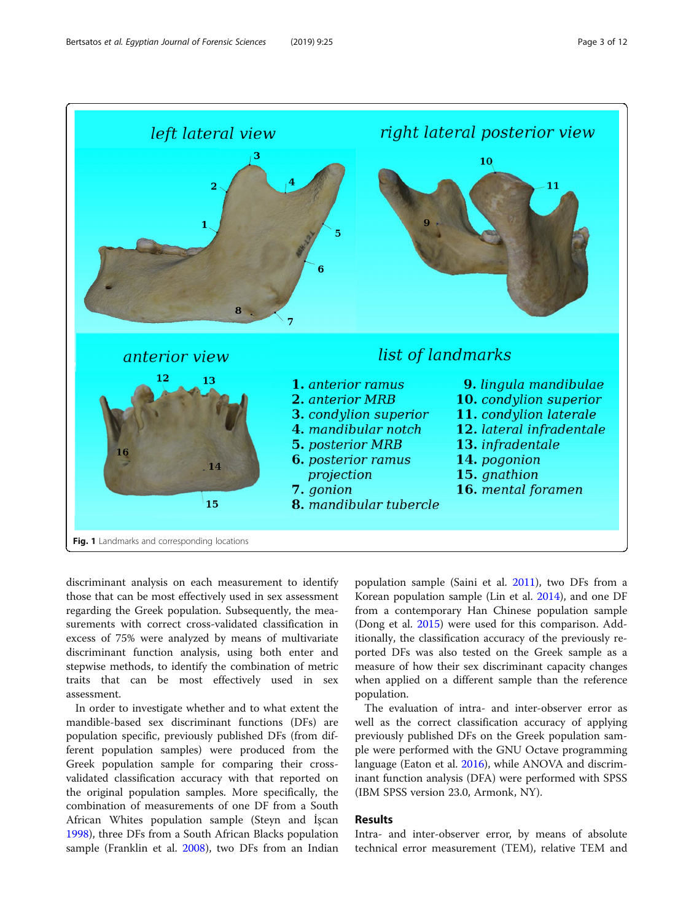Fig. 1 Landmarks and corresponding locations

discriminant analysis on each measurement to identify those that can be most effectively used in sex assessment regarding the Greek population. Subsequently, the measurements with correct cross-validated classification in excess of 75% were analyzed by means of multivariate discriminant function analysis, using both enter and stepwise methods, to identify the combination of metric traits that can be most effectively used in sex assessment.

In order to investigate whether and to what extent the mandible-based sex discriminant functions (DFs) are population specific, previously published DFs (from different population samples) were produced from the Greek population sample for comparing their cross-validated classification accuracy with that reported on the original population samples. More specifically, the combination of measurements of one DF from a South African Whites population sample (Steyn and İşcan 1998), three DFs from a South African Blacks population sample (Franklin et al. 2008), two DFs from an Indian population sample (Saini et al. 2011), two DFs from a Korean population sample (Lin et al. 2014), and one DF from a contemporary Han Chinese population sample (Dong et al. 2015) were used for this comparison. Additionally, the classification accuracy of the previously reported DFs was also tested on the Greek sample as a measure of how their sex discriminant capacity changes when applied on a different sample than the reference population.

The evaluation of intra- and inter-observer error as well as the correct classification accuracy of applying previously published DFs on the Greek population sample were performed with the GNU Octave programming language (Eaton et al. 2016), while ANOVA and discriminant function analysis (DFA) were performed with SPSS (IBM SPSS version 23.0, Armonk, NY).

## Results

Intra- and inter-observer error, by means of absolute technical error measurement (TEM), relative TEM and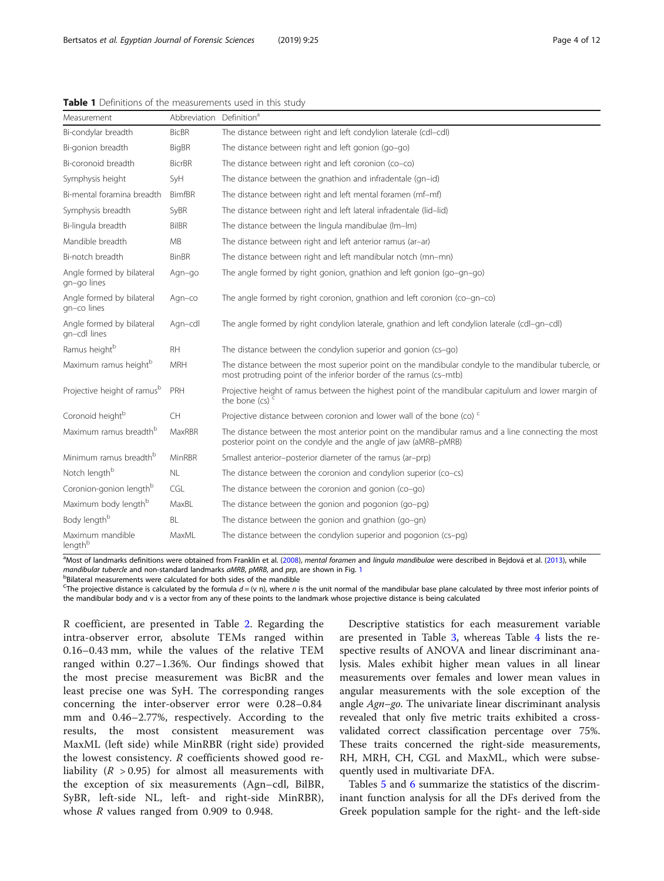**Table 1** Definitions of the measurements used in this study

| Measurement | Abbreviation | Definition[a] |
|---|---|---|
| Bi-condylar breadth | BicBR | The distance between right and left condylion laterale (cdl–cdl) |
| Bi-gonion breadth | BigBR | The distance between right and left gonion (go–go) |
| Bi-coronoid breadth | BicrBR | The distance between right and left coronion (co–co) |
| Symphysis height | SyH | The distance between the gnathion and infradentale (gn–id) |
| Bi-mental foramina breadth | BimfBR | The distance between right and left mental foramen (mf–mf) |
| Symphysis breadth | SyBR | The distance between right and left lateral infradentale (lid–lid) |
| Bi-lingula breadth | BilBR | The distance between the lingula mandibulae (lm–lm) |
| Mandible breadth | MB | The distance between right and left anterior ramus (ar–ar) |
| Bi-notch breadth | BinBR | The distance between right and left mandibular notch (mn–mn) |
| Angle formed by bilateral gn–go lines | Agn–go | The angle formed by right gonion, gnathion and left gonion (go–gn–go) |
| Angle formed by bilateral gn–co lines | Agn–co | The angle formed by right coronion, gnathion and left coronion (co–gn–co) |
| Angle formed by bilateral gn–cdl lines | Agn–cdl | The angle formed by right condylion laterale, gnathion and left condylion laterale (cdl–gn–cdl) |
| Ramus height[b] | RH | The distance between the condylion superior and gonion (cs–go) |
| Maximum ramus height[b] | MRH | The distance between the most superior point on the mandibular condyle to the mandibular tubercle, or most protruding point of the inferior border of the ramus (cs–mtb) |
| Projective height of ramus[b] | PRH | Projective height of ramus between the highest point of the mandibular capitulum and lower margin of the bone (cs) [c] |
| Coronoid height[b] | CH | Projective distance between coronion and lower wall of the bone (co) [c] |
| Maximum ramus breadth[b] | MaxRBR | The distance between the most anterior point on the mandibular ramus and a line connecting the most posterior point on the condyle and the angle of jaw (aMRB–pMRB) |
| Minimum ramus breadth[b] | MinRBR | Smallest anterior–posterior diameter of the ramus (ar–prp) |
| Notch length[b] | NL | The distance between the coronion and condylion superior (co–cs) |
| Coronion-gonion length[b] | CGL | The distance between the coronion and gonion (co–go) |
| Maximum body length[b] | MaxBL | The distance between the gonion and pogonion (go–pg) |
| Body length[b] | BL | The distance between the gonion and gnathion (go–gn) |
| Maximum mandible length[b] | MaxML | The distance between the condylion superior and pogonion (cs–pg) |

[a]Most of landmarks definitions were obtained from Franklin et al. (2008), *mental foramen* and *lingula mandibulae* were described in Bejdová et al. (2013), while *mandibular tubercle* and non-standard landmarks *aMRB*, *pMRB*, and *prp*, are shown in Fig. 1

[b]Bilateral measurements were calculated for both sides of the mandible

[c]The projective distance is calculated by the formula $d = (v\ n)$, where $n$ is the unit normal of the mandibular base plane calculated by three most inferior points of the mandibular body and v is a vector from any of these points to the landmark whose projective distance is being calculated

R coefficient, are presented in Table 2. Regarding the intra-observer error, absolute TEMs ranged within 0.16–0.43 mm, while the values of the relative TEM ranged within 0.27–1.36%. Our findings showed that the most precise measurement was BicBR and the least precise one was SyH. The corresponding ranges concerning the inter-observer error were 0.28–0.84 mm and 0.46–2.77%, respectively. According to the results, the most consistent measurement was MaxML (left side) while MinRBR (right side) provided the lowest consistency. *R* coefficients showed good reliability ($R > 0.95$) for almost all measurements with the exception of six measurements (Agn–cdl, BilBR, SyBR, left-side NL, left- and right-side MinRBR), whose *R* values ranged from 0.909 to 0.948.

Descriptive statistics for each measurement variable are presented in Table 3, whereas Table 4 lists the respective results of ANOVA and linear discriminant analysis. Males exhibit higher mean values in all linear measurements over females and lower mean values in angular measurements with the sole exception of the angle *Agn–go*. The univariate linear discriminant analysis revealed that only five metric traits exhibited a cross-validated correct classification percentage over 75%. These traits concerned the right-side measurements, RH, MRH, CH, CGL and MaxML, which were subsequently used in multivariate DFA.

Tables 5 and 6 summarize the statistics of the discriminant function analysis for all the DFs derived from the Greek population sample for the right- and the left-side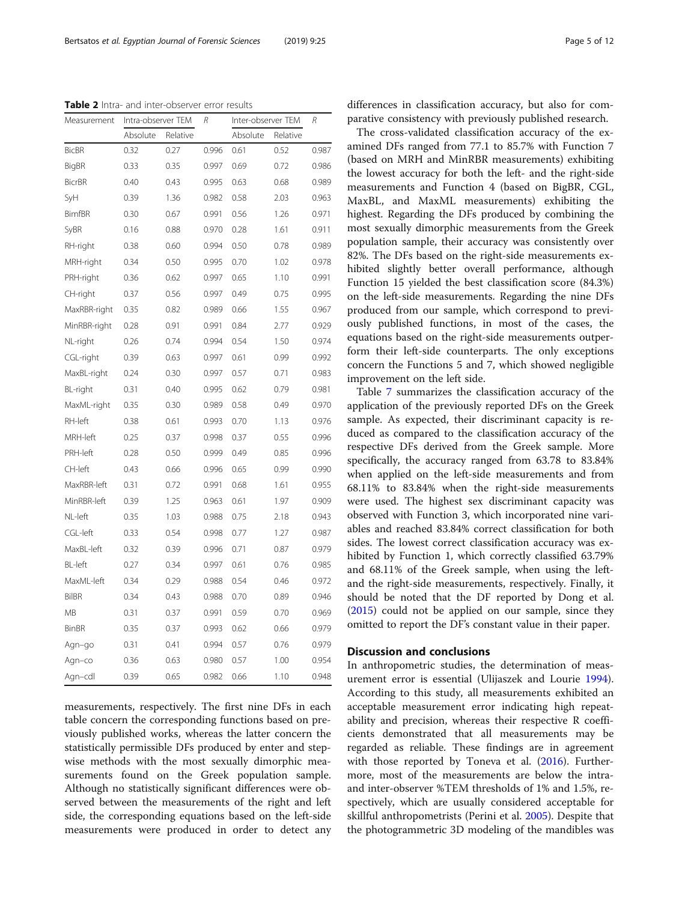**Table 2** Intra- and inter-observer error results

| Measurement | Intra-observer TEM | | R | Inter-observer TEM | | R |
|---|---|---|---|---|---|---|
| | Absolute | Relative | | Absolute | Relative | |
| BicBR | 0.32 | 0.27 | 0.996 | 0.61 | 0.52 | 0.987 |
| BigBR | 0.33 | 0.35 | 0.997 | 0.69 | 0.72 | 0.986 |
| BicrBR | 0.40 | 0.43 | 0.995 | 0.63 | 0.68 | 0.989 |
| SyH | 0.39 | 1.36 | 0.982 | 0.58 | 2.03 | 0.963 |
| BimfBR | 0.30 | 0.67 | 0.991 | 0.56 | 1.26 | 0.971 |
| SyBR | 0.16 | 0.88 | 0.970 | 0.28 | 1.61 | 0.911 |
| RH-right | 0.38 | 0.60 | 0.994 | 0.50 | 0.78 | 0.989 |
| MRH-right | 0.34 | 0.50 | 0.995 | 0.70 | 1.02 | 0.978 |
| PRH-right | 0.36 | 0.62 | 0.997 | 0.65 | 1.10 | 0.991 |
| CH-right | 0.37 | 0.56 | 0.997 | 0.49 | 0.75 | 0.995 |
| MaxRBR-right | 0.35 | 0.82 | 0.989 | 0.66 | 1.55 | 0.967 |
| MinRBR-right | 0.28 | 0.91 | 0.991 | 0.84 | 2.77 | 0.929 |
| NL-right | 0.26 | 0.74 | 0.994 | 0.54 | 1.50 | 0.974 |
| CGL-right | 0.39 | 0.63 | 0.997 | 0.61 | 0.99 | 0.992 |
| MaxBL-right | 0.24 | 0.30 | 0.997 | 0.57 | 0.71 | 0.983 |
| BL-right | 0.31 | 0.40 | 0.995 | 0.62 | 0.79 | 0.981 |
| MaxML-right | 0.35 | 0.30 | 0.989 | 0.58 | 0.49 | 0.970 |
| RH-left | 0.38 | 0.61 | 0.993 | 0.70 | 1.13 | 0.976 |
| MRH-left | 0.25 | 0.37 | 0.998 | 0.37 | 0.55 | 0.996 |
| PRH-left | 0.28 | 0.50 | 0.999 | 0.49 | 0.85 | 0.996 |
| CH-left | 0.43 | 0.66 | 0.996 | 0.65 | 0.99 | 0.990 |
| MaxRBR-left | 0.31 | 0.72 | 0.991 | 0.68 | 1.61 | 0.955 |
| MinRBR-left | 0.39 | 1.25 | 0.963 | 0.61 | 1.97 | 0.909 |
| NL-left | 0.35 | 1.03 | 0.988 | 0.75 | 2.18 | 0.943 |
| CGL-left | 0.33 | 0.54 | 0.998 | 0.77 | 1.27 | 0.987 |
| MaxBL-left | 0.32 | 0.39 | 0.996 | 0.71 | 0.87 | 0.979 |
| BL-left | 0.27 | 0.34 | 0.997 | 0.61 | 0.76 | 0.985 |
| MaxML-left | 0.34 | 0.29 | 0.988 | 0.54 | 0.46 | 0.972 |
| BilBR | 0.34 | 0.43 | 0.988 | 0.70 | 0.89 | 0.946 |
| MB | 0.31 | 0.37 | 0.991 | 0.59 | 0.70 | 0.969 |
| BinBR | 0.35 | 0.37 | 0.993 | 0.62 | 0.66 | 0.979 |
| Agn–go | 0.31 | 0.41 | 0.994 | 0.57 | 0.76 | 0.979 |
| Agn–co | 0.36 | 0.63 | 0.980 | 0.57 | 1.00 | 0.954 |
| Agn–cdl | 0.39 | 0.65 | 0.982 | 0.66 | 1.10 | 0.948 |

measurements, respectively. The first nine DFs in each table concern the corresponding functions based on previously published works, whereas the latter concern the statistically permissible DFs produced by enter and stepwise methods with the most sexually dimorphic measurements found on the Greek population sample. Although no statistically significant differences were observed between the measurements of the right and left side, the corresponding equations based on the left-side measurements were produced in order to detect any differences in classification accuracy, but also for comparative consistency with previously published research.

The cross-validated classification accuracy of the examined DFs ranged from 77.1 to 85.7% with Function 7 (based on MRH and MinRBR measurements) exhibiting the lowest accuracy for both the left- and the right-side measurements and Function 4 (based on BigBR, CGL, MaxBL, and MaxML measurements) exhibiting the highest. Regarding the DFs produced by combining the most sexually dimorphic measurements from the Greek population sample, their accuracy was consistently over 82%. The DFs based on the right-side measurements exhibited slightly better overall performance, although Function 15 yielded the best classification score (84.3%) on the left-side measurements. Regarding the nine DFs produced from our sample, which correspond to previously published functions, in most of the cases, the equations based on the right-side measurements outperform their left-side counterparts. The only exceptions concern the Functions 5 and 7, which showed negligible improvement on the left side.

Table 7 summarizes the classification accuracy of the application of the previously reported DFs on the Greek sample. As expected, their discriminant capacity is reduced as compared to the classification accuracy of the respective DFs derived from the Greek sample. More specifically, the accuracy ranged from 63.78 to 83.84% when applied on the left-side measurements and from 68.11% to 83.84% when the right-side measurements were used. The highest sex discriminant capacity was observed with Function 3, which incorporated nine variables and reached 83.84% correct classification for both sides. The lowest correct classification accuracy was exhibited by Function 1, which correctly classified 63.79% and 68.11% of the Greek sample, when using the left- and the right-side measurements, respectively. Finally, it should be noted that the DF reported by Dong et al. (2015) could not be applied on our sample, since they omitted to report the DF's constant value in their paper.

## Discussion and conclusions

In anthropometric studies, the determination of measurement error is essential (Ulijaszek and Lourie 1994). According to this study, all measurements exhibited an acceptable measurement error indicating high repeatability and precision, whereas their respective R coefficients demonstrated that all measurements may be regarded as reliable. These findings are in agreement with those reported by Toneva et al. (2016). Furthermore, most of the measurements are below the intra- and inter-observer %TEM thresholds of 1% and 1.5%, respectively, which are usually considered acceptable for skillful anthropometrists (Perini et al. 2005). Despite that the photogrammetric 3D modeling of the mandibles was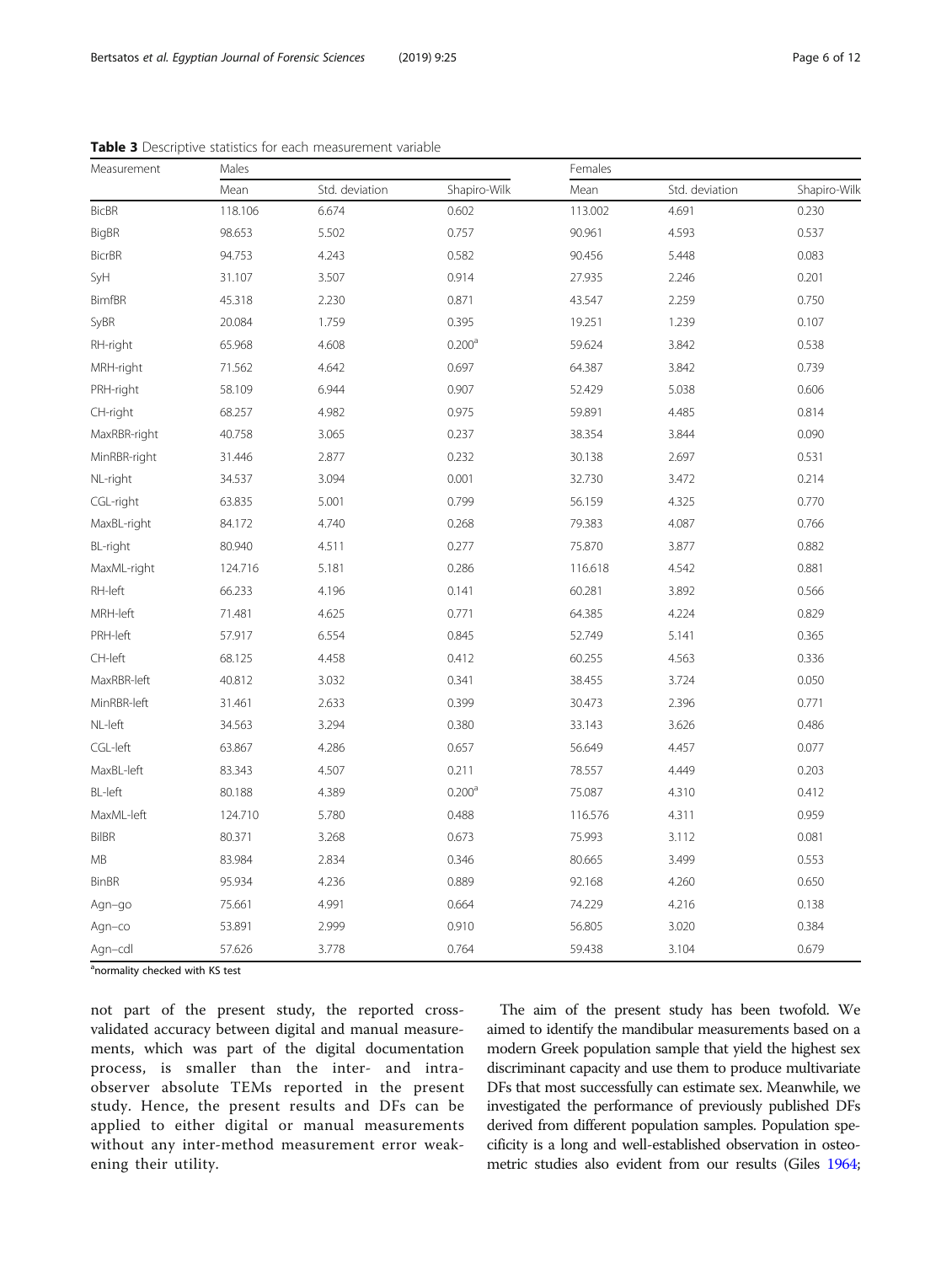**Table 3** Descriptive statistics for each measurement variable

| Measurement | Males | | | Females | | |
|---|---|---|---|---|---|---|
| | Mean | Std. deviation | Shapiro-Wilk | Mean | Std. deviation | Shapiro-Wilk |
| BicBR | 118.106 | 6.674 | 0.602 | 113.002 | 4.691 | 0.230 |
| BigBR | 98.653 | 5.502 | 0.757 | 90.961 | 4.593 | 0.537 |
| BicrBR | 94.753 | 4.243 | 0.582 | 90.456 | 5.448 | 0.083 |
| SyH | 31.107 | 3.507 | 0.914 | 27.935 | 2.246 | 0.201 |
| BimfBR | 45.318 | 2.230 | 0.871 | 43.547 | 2.259 | 0.750 |
| SyBR | 20.084 | 1.759 | 0.395 | 19.251 | 1.239 | 0.107 |
| RH-right | 65.968 | 4.608 | 0.200[a] | 59.624 | 3.842 | 0.538 |
| MRH-right | 71.562 | 4.642 | 0.697 | 64.387 | 3.842 | 0.739 |
| PRH-right | 58.109 | 6.944 | 0.907 | 52.429 | 5.038 | 0.606 |
| CH-right | 68.257 | 4.982 | 0.975 | 59.891 | 4.485 | 0.814 |
| MaxRBR-right | 40.758 | 3.065 | 0.237 | 38.354 | 3.844 | 0.090 |
| MinRBR-right | 31.446 | 2.877 | 0.232 | 30.138 | 2.697 | 0.531 |
| NL-right | 34.537 | 3.094 | 0.001 | 32.730 | 3.472 | 0.214 |
| CGL-right | 63.835 | 5.001 | 0.799 | 56.159 | 4.325 | 0.770 |
| MaxBL-right | 84.172 | 4.740 | 0.268 | 79.383 | 4.087 | 0.766 |
| BL-right | 80.940 | 4.511 | 0.277 | 75.870 | 3.877 | 0.882 |
| MaxML-right | 124.716 | 5.181 | 0.286 | 116.618 | 4.542 | 0.881 |
| RH-left | 66.233 | 4.196 | 0.141 | 60.281 | 3.892 | 0.566 |
| MRH-left | 71.481 | 4.625 | 0.771 | 64.385 | 4.224 | 0.829 |
| PRH-left | 57.917 | 6.554 | 0.845 | 52.749 | 5.141 | 0.365 |
| CH-left | 68.125 | 4.458 | 0.412 | 60.255 | 4.563 | 0.336 |
| MaxRBR-left | 40.812 | 3.032 | 0.341 | 38.455 | 3.724 | 0.050 |
| MinRBR-left | 31.461 | 2.633 | 0.399 | 30.473 | 2.396 | 0.771 |
| NL-left | 34.563 | 3.294 | 0.380 | 33.143 | 3.626 | 0.486 |
| CGL-left | 63.867 | 4.286 | 0.657 | 56.649 | 4.457 | 0.077 |
| MaxBL-left | 83.343 | 4.507 | 0.211 | 78.557 | 4.449 | 0.203 |
| BL-left | 80.188 | 4.389 | 0.200[a] | 75.087 | 4.310 | 0.412 |
| MaxML-left | 124.710 | 5.780 | 0.488 | 116.576 | 4.311 | 0.959 |
| BilBR | 80.371 | 3.268 | 0.673 | 75.993 | 3.112 | 0.081 |
| MB | 83.984 | 2.834 | 0.346 | 80.665 | 3.499 | 0.553 |
| BinBR | 95.934 | 4.236 | 0.889 | 92.168 | 4.260 | 0.650 |
| Agn–go | 75.661 | 4.991 | 0.664 | 74.229 | 4.216 | 0.138 |
| Agn–co | 53.891 | 2.999 | 0.910 | 56.805 | 3.020 | 0.384 |
| Agn–cdl | 57.626 | 3.778 | 0.764 | 59.438 | 3.104 | 0.679 |

[a]normality checked with KS test

not part of the present study, the reported cross-validated accuracy between digital and manual measurements, which was part of the digital documentation process, is smaller than the inter- and intra-observer absolute TEMs reported in the present study. Hence, the present results and DFs can be applied to either digital or manual measurements without any inter-method measurement error weakening their utility.

The aim of the present study has been twofold. We aimed to identify the mandibular measurements based on a modern Greek population sample that yield the highest sex discriminant capacity and use them to produce multivariate DFs that most successfully can estimate sex. Meanwhile, we investigated the performance of previously published DFs derived from different population samples. Population specificity is a long and well-established observation in osteometric studies also evident from our results (Giles 1964;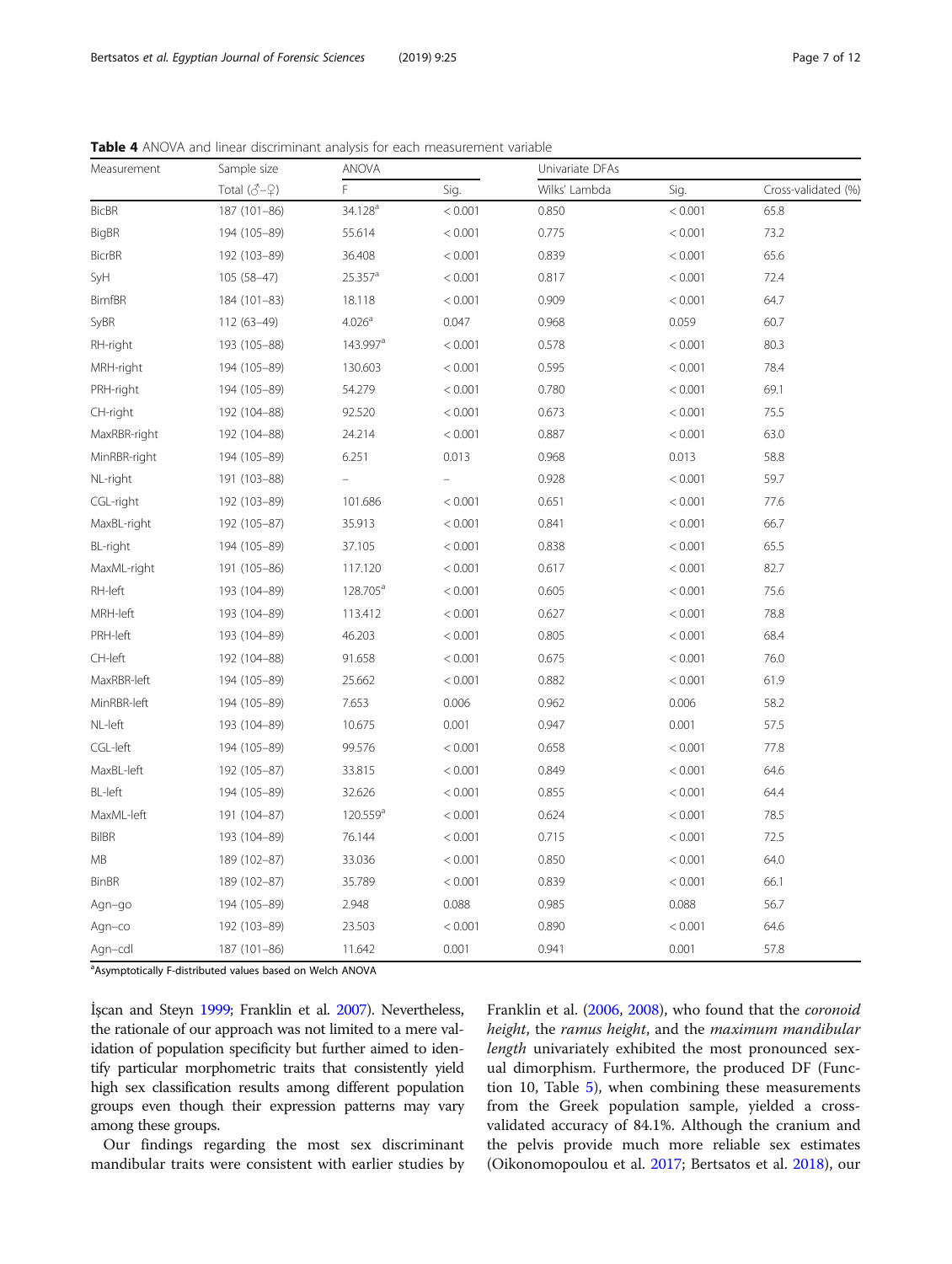**Table 4** ANOVA and linear discriminant analysis for each measurement variable

| Measurement | Sample size | ANOVA | | Univariate DFAs | | |
|---|---|---|---|---|---|---|
| | Total (♂–♀) | F | Sig. | Wilks' Lambda | Sig. | Cross-validated (%) |
| BicBR | 187 (101–86) | 34.128[a] | < 0.001 | 0.850 | < 0.001 | 65.8 |
| BigBR | 194 (105–89) | 55.614 | < 0.001 | 0.775 | < 0.001 | 73.2 |
| BicrBR | 192 (103–89) | 36.408 | < 0.001 | 0.839 | < 0.001 | 65.6 |
| SyH | 105 (58–47) | 25.357[a] | < 0.001 | 0.817 | < 0.001 | 72.4 |
| BimfBR | 184 (101–83) | 18.118 | < 0.001 | 0.909 | < 0.001 | 64.7 |
| SyBR | 112 (63–49) | 4.026[a] | 0.047 | 0.968 | 0.059 | 60.7 |
| RH-right | 193 (105–88) | 143.997[a] | < 0.001 | 0.578 | < 0.001 | 80.3 |
| MRH-right | 194 (105–89) | 130.603 | < 0.001 | 0.595 | < 0.001 | 78.4 |
| PRH-right | 194 (105–89) | 54.279 | < 0.001 | 0.780 | < 0.001 | 69.1 |
| CH-right | 192 (104–88) | 92.520 | < 0.001 | 0.673 | < 0.001 | 75.5 |
| MaxRBR-right | 192 (104–88) | 24.214 | < 0.001 | 0.887 | < 0.001 | 63.0 |
| MinRBR-right | 194 (105–89) | 6.251 | 0.013 | 0.968 | 0.013 | 58.8 |
| NL-right | 191 (103–88) | – | – | 0.928 | < 0.001 | 59.7 |
| CGL-right | 192 (103–89) | 101.686 | < 0.001 | 0.651 | < 0.001 | 77.6 |
| MaxBL-right | 192 (105–87) | 35.913 | < 0.001 | 0.841 | < 0.001 | 66.7 |
| BL-right | 194 (105–89) | 37.105 | < 0.001 | 0.838 | < 0.001 | 65.5 |
| MaxML-right | 191 (105–86) | 117.120 | < 0.001 | 0.617 | < 0.001 | 82.7 |
| RH-left | 193 (104–89) | 128.705[a] | < 0.001 | 0.605 | < 0.001 | 75.6 |
| MRH-left | 193 (104–89) | 113.412 | < 0.001 | 0.627 | < 0.001 | 78.8 |
| PRH-left | 193 (104–89) | 46.203 | < 0.001 | 0.805 | < 0.001 | 68.4 |
| CH-left | 192 (104–88) | 91.658 | < 0.001 | 0.675 | < 0.001 | 76.0 |
| MaxRBR-left | 194 (105–89) | 25.662 | < 0.001 | 0.882 | < 0.001 | 61.9 |
| MinRBR-left | 194 (105–89) | 7.653 | 0.006 | 0.962 | 0.006 | 58.2 |
| NL-left | 193 (104–89) | 10.675 | 0.001 | 0.947 | 0.001 | 57.5 |
| CGL-left | 194 (105–89) | 99.576 | < 0.001 | 0.658 | < 0.001 | 77.8 |
| MaxBL-left | 192 (105–87) | 33.815 | < 0.001 | 0.849 | < 0.001 | 64.6 |
| BL-left | 194 (105–89) | 32.626 | < 0.001 | 0.855 | < 0.001 | 64.4 |
| MaxML-left | 191 (104–87) | 120.559[a] | < 0.001 | 0.624 | < 0.001 | 78.5 |
| BiIBR | 193 (104–89) | 76.144 | < 0.001 | 0.715 | < 0.001 | 72.5 |
| MB | 189 (102–87) | 33.036 | < 0.001 | 0.850 | < 0.001 | 64.0 |
| BinBR | 189 (102–87) | 35.789 | < 0.001 | 0.839 | < 0.001 | 66.1 |
| Agn–go | 194 (105–89) | 2.948 | 0.088 | 0.985 | 0.088 | 56.7 |
| Agn–co | 192 (103–89) | 23.503 | < 0.001 | 0.890 | < 0.001 | 64.6 |
| Agn–cdl | 187 (101–86) | 11.642 | 0.001 | 0.941 | 0.001 | 57.8 |

[a]Asymptotically F-distributed values based on Welch ANOVA

İşcan and Steyn 1999; Franklin et al. 2007). Nevertheless, the rationale of our approach was not limited to a mere validation of population specificity but further aimed to identify particular morphometric traits that consistently yield high sex classification results among different population groups even though their expression patterns may vary among these groups.

Our findings regarding the most sex discriminant mandibular traits were consistent with earlier studies by Franklin et al. (2006, 2008), who found that the *coronoid height*, the *ramus height*, and the *maximum mandibular length* univariately exhibited the most pronounced sexual dimorphism. Furthermore, the produced DF (Function 10, Table 5), when combining these measurements from the Greek population sample, yielded a cross-validated accuracy of 84.1%. Although the cranium and the pelvis provide much more reliable sex estimates (Oikonomopoulou et al. 2017; Bertsatos et al. 2018), our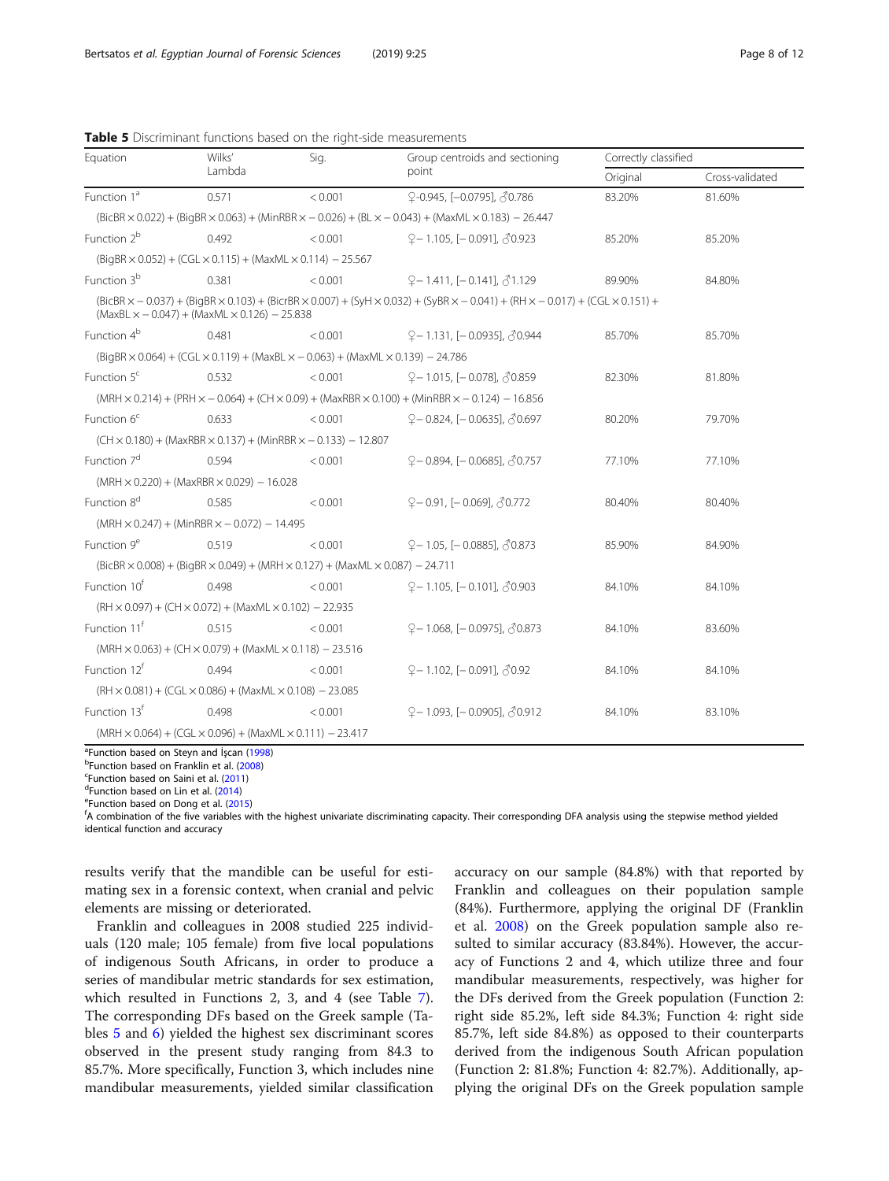**Table 5** Discriminant functions based on the right-side measurements

| Equation | Wilks' Lambda | Sig. | Group centroids and sectioning point | Correctly classified | |
|---|---|---|---|---|---|
| | | | | Original | Cross-validated |
| Function 1[a] | 0.571 | < 0.001 | ♀-0.945, [−0.0795], ♂0.786 | 83.20% | 81.60% |
| (BicBR × 0.022) + (BigBR × 0.063) + (MinRBR × − 0.026) + (BL × − 0.043) + (MaxML × 0.183) − 26.447 | | | | | |
| Function 2[b] | 0.492 | < 0.001 | ♀− 1.105, [− 0.091], ♂0.923 | 85.20% | 85.20% |
| (BigBR × 0.052) + (CGL × 0.115) + (MaxML × 0.114) − 25.567 | | | | | |
| Function 3[b] | 0.381 | < 0.001 | ♀− 1.411, [− 0.141], ♂1.129 | 89.90% | 84.80% |
| (BicBR × − 0.037) + (BigBR × 0.103) + (BicrBR × 0.007) + (SyH × 0.032) + (SyBR × − 0.041) + (RH × − 0.017) + (CGL × 0.151) + (MaxBL × − 0.047) + (MaxML × 0.126) − 25.838 | | | | | |
| Function 4[b] | 0.481 | < 0.001 | ♀− 1.131, [− 0.0935], ♂0.944 | 85.70% | 85.70% |
| (BigBR × 0.064) + (CGL × 0.119) + (MaxBL × − 0.063) + (MaxML × 0.139) − 24.786 | | | | | |
| Function 5[c] | 0.532 | < 0.001 | ♀− 1.015, [− 0.078], ♂0.859 | 82.30% | 81.80% |
| (MRH × 0.214) + (PRH × − 0.064) + (CH × 0.09) + (MaxRBR × 0.100) + (MinRBR × − 0.124) − 16.856 | | | | | |
| Function 6[c] | 0.633 | < 0.001 | ♀− 0.824, [− 0.0635], ♂0.697 | 80.20% | 79.70% |
| (CH × 0.180) + (MaxRBR × 0.137) + (MinRBR × − 0.133) − 12.807 | | | | | |
| Function 7[d] | 0.594 | < 0.001 | ♀− 0.894, [− 0.0685], ♂0.757 | 77.10% | 77.10% |
| (MRH × 0.220) + (MaxRBR × 0.029) − 16.028 | | | | | |
| Function 8[d] | 0.585 | < 0.001 | ♀− 0.91, [− 0.069], ♂0.772 | 80.40% | 80.40% |
| (MRH × 0.247) + (MinRBR × − 0.072) − 14.495 | | | | | |
| Function 9[e] | 0.519 | < 0.001 | ♀− 1.05, [− 0.0885], ♂0.873 | 85.90% | 84.90% |
| (BicBR × 0.008) + (BigBR × 0.049) + (MRH × 0.127) + (MaxML × 0.087) − 24.711 | | | | | |
| Function 10[f] | 0.498 | < 0.001 | ♀− 1.105, [− 0.101], ♂0.903 | 84.10% | 84.10% |
| (RH × 0.097) + (CH × 0.072) + (MaxML × 0.102) − 22.935 | | | | | |
| Function 11[f] | 0.515 | < 0.001 | ♀− 1.068, [− 0.0975], ♂0.873 | 84.10% | 83.60% |
| (MRH × 0.063) + (CH × 0.079) + (MaxML × 0.118) − 23.516 | | | | | |
| Function 12[f] | 0.494 | < 0.001 | ♀− 1.102, [− 0.091], ♂0.92 | 84.10% | 84.10% |
| (RH × 0.081) + (CGL × 0.086) + (MaxML × 0.108) − 23.085 | | | | | |
| Function 13[f] | 0.498 | < 0.001 | ♀− 1.093, [− 0.0905], ♂0.912 | 84.10% | 83.10% |
| (MRH × 0.064) + (CGL × 0.096) + (MaxML × 0.111) − 23.417 | | | | | |

[a]Function based on Steyn and İşcan (1998)
[b]Function based on Franklin et al. (2008)
[c]Function based on Saini et al. (2011)
[d]Function based on Lin et al. (2014)
[e]Function based on Dong et al. (2015)
[f]A combination of the five variables with the highest univariate discriminating capacity. Their corresponding DFA analysis using the stepwise method yielded identical function and accuracy

results verify that the mandible can be useful for estimating sex in a forensic context, when cranial and pelvic elements are missing or deteriorated.

Franklin and colleagues in 2008 studied 225 individuals (120 male; 105 female) from five local populations of indigenous South Africans, in order to produce a series of mandibular metric standards for sex estimation, which resulted in Functions 2, 3, and 4 (see Table 7). The corresponding DFs based on the Greek sample (Tables 5 and 6) yielded the highest sex discriminant scores observed in the present study ranging from 84.3 to 85.7%. More specifically, Function 3, which includes nine mandibular measurements, yielded similar classification accuracy on our sample (84.8%) with that reported by Franklin and colleagues on their population sample (84%). Furthermore, applying the original DF (Franklin et al. 2008) on the Greek population sample also resulted to similar accuracy (83.84%). However, the accuracy of Functions 2 and 4, which utilize three and four mandibular measurements, respectively, was higher for the DFs derived from the Greek population (Function 2: right side 85.2%, left side 84.3%; Function 4: right side 85.7%, left side 84.8%) as opposed to their counterparts derived from the indigenous South African population (Function 2: 81.8%; Function 4: 82.7%). Additionally, applying the original DFs on the Greek population sample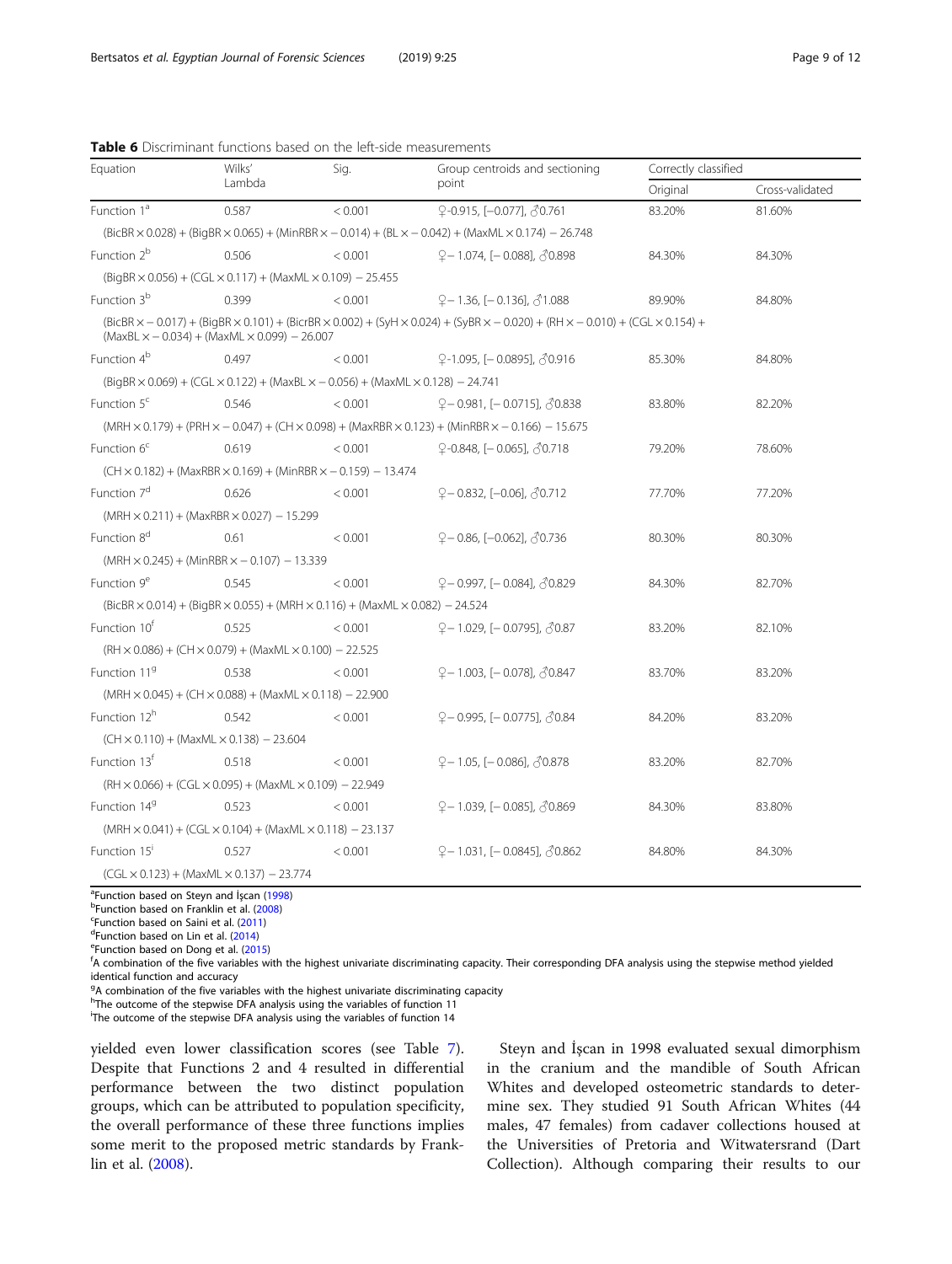**Table 6** Discriminant functions based on the left-side measurements

| Equation | Wilks' Lambda | Sig. | Group centroids and sectioning point | Correctly classified | |
|---|---|---|---|---|---|
| | | | | Original | Cross-validated |
| Function 1[a] | 0.587 | < 0.001 | ♀-0.915, [−0.077], ♂0.761 | 83.20% | 81.60% |
| (BicBR × 0.028) + (BigBR × 0.065) + (MinRBR × − 0.014) + (BL × − 0.042) + (MaxML × 0.174) − 26.748 | | | | | |
| Function 2[b] | 0.506 | < 0.001 | ♀− 1.074, [− 0.088], ♂0.898 | 84.30% | 84.30% |
| (BigBR × 0.056) + (CGL × 0.117) + (MaxML × 0.109) − 25.455 | | | | | |
| Function 3[b] | 0.399 | < 0.001 | ♀− 1.36, [− 0.136], ♂1.088 | 89.90% | 84.80% |
| (BicBR × − 0.017) + (BigBR × 0.101) + (BicrBR × 0.002) + (SyH × 0.024) + (SyBR × − 0.020) + (RH × − 0.010) + (CGL × 0.154) + (MaxBL × − 0.034) + (MaxML × 0.099) − 26.007 | | | | | |
| Function 4[b] | 0.497 | < 0.001 | ♀-1.095, [− 0.0895], ♂0.916 | 85.30% | 84.80% |
| (BigBR × 0.069) + (CGL × 0.122) + (MaxBL × − 0.056) + (MaxML × 0.128) − 24.741 | | | | | |
| Function 5[c] | 0.546 | < 0.001 | ♀− 0.981, [− 0.0715], ♂0.838 | 83.80% | 82.20% |
| (MRH × 0.179) + (PRH × − 0.047) + (CH × 0.098) + (MaxRBR × 0.123) + (MinRBR × − 0.166) − 15.675 | | | | | |
| Function 6[c] | 0.619 | < 0.001 | ♀-0.848, [− 0.065], ♂0.718 | 79.20% | 78.60% |
| (CH × 0.182) + (MaxRBR × 0.169) + (MinRBR × − 0.159) − 13.474 | | | | | |
| Function 7[d] | 0.626 | < 0.001 | ♀− 0.832, [−0.06], ♂0.712 | 77.70% | 77.20% |
| (MRH × 0.211) + (MaxRBR × 0.027) − 15.299 | | | | | |
| Function 8[d] | 0.61 | < 0.001 | ♀− 0.86, [−0.062], ♂0.736 | 80.30% | 80.30% |
| (MRH × 0.245) + (MinRBR × − 0.107) − 13.339 | | | | | |
| Function 9[e] | 0.545 | < 0.001 | ♀− 0.997, [− 0.084], ♂0.829 | 84.30% | 82.70% |
| (BicBR × 0.014) + (BigBR × 0.055) + (MRH × 0.116) + (MaxML × 0.082) − 24.524 | | | | | |
| Function 10[f] | 0.525 | < 0.001 | ♀− 1.029, [− 0.0795], ♂0.87 | 83.20% | 82.10% |
| (RH × 0.086) + (CH × 0.079) + (MaxML × 0.100) − 22.525 | | | | | |
| Function 11[g] | 0.538 | < 0.001 | ♀− 1.003, [− 0.078], ♂0.847 | 83.70% | 83.20% |
| (MRH × 0.045) + (CH × 0.088) + (MaxML × 0.118) − 22.900 | | | | | |
| Function 12[h] | 0.542 | < 0.001 | ♀− 0.995, [− 0.0775], ♂0.84 | 84.20% | 83.20% |
| (CH × 0.110) + (MaxML × 0.138) − 23.604 | | | | | |
| Function 13[f] | 0.518 | < 0.001 | ♀− 1.05, [− 0.086], ♂0.878 | 83.20% | 82.70% |
| (RH × 0.066) + (CGL × 0.095) + (MaxML × 0.109) − 22.949 | | | | | |
| Function 14[g] | 0.523 | < 0.001 | ♀− 1.039, [− 0.085], ♂0.869 | 84.30% | 83.80% |
| (MRH × 0.041) + (CGL × 0.104) + (MaxML × 0.118) − 23.137 | | | | | |
| Function 15[i] | 0.527 | < 0.001 | ♀− 1.031, [− 0.0845], ♂0.862 | 84.80% | 84.30% |
| (CGL × 0.123) + (MaxML × 0.137) − 23.774 | | | | | |

[a]Function based on Steyn and İşcan (1998)
[b]Function based on Franklin et al. (2008)
[c]Function based on Saini et al. (2011)
[d]Function based on Lin et al. (2014)
[e]Function based on Dong et al. (2015)
[f]A combination of the five variables with the highest univariate discriminating capacity. Their corresponding DFA analysis using the stepwise method yielded identical function and accuracy
[g]A combination of the five variables with the highest univariate discriminating capacity
[h]The outcome of the stepwise DFA analysis using the variables of function 11
[i]The outcome of the stepwise DFA analysis using the variables of function 14

yielded even lower classification scores (see Table 7). Despite that Functions 2 and 4 resulted in differential performance between the two distinct population groups, which can be attributed to population specificity, the overall performance of these three functions implies some merit to the proposed metric standards by Franklin et al. (2008).

Steyn and İşcan in 1998 evaluated sexual dimorphism in the cranium and the mandible of South African Whites and developed osteometric standards to determine sex. They studied 91 South African Whites (44 males, 47 females) from cadaver collections housed at the Universities of Pretoria and Witwatersrand (Dart Collection). Although comparing their results to our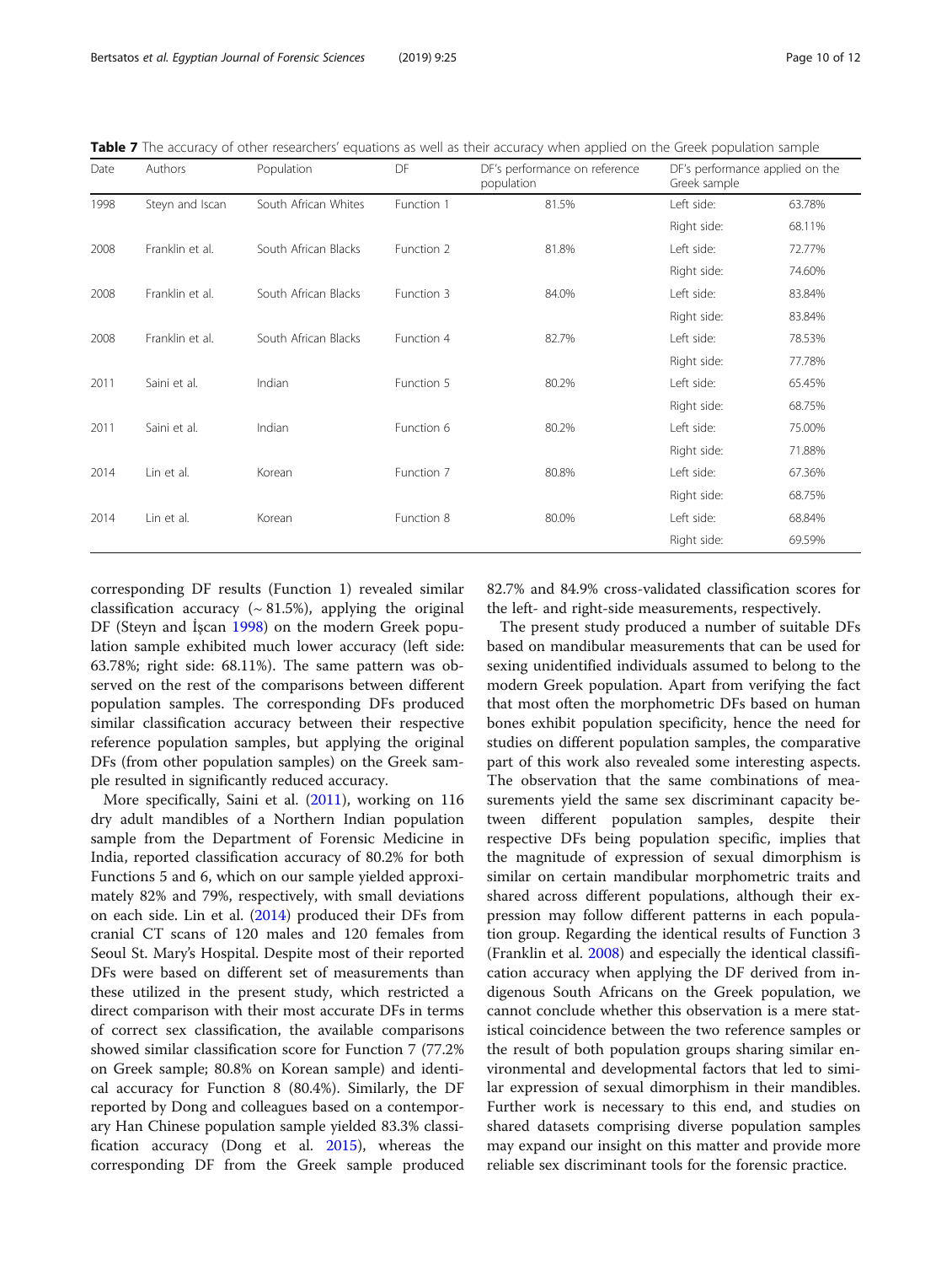**Table 7** The accuracy of other researchers' equations as well as their accuracy when applied on the Greek population sample

| Date | Authors | Population | DF | DF's performance on reference population | DF's performance applied on the Greek sample | |
|---|---|---|---|---|---|---|
| 1998 | Steyn and Iscan | South African Whites | Function 1 | 81.5% | Left side: | 63.78% |
| | | | | | Right side: | 68.11% |
| 2008 | Franklin et al. | South African Blacks | Function 2 | 81.8% | Left side: | 72.77% |
| | | | | | Right side: | 74.60% |
| 2008 | Franklin et al. | South African Blacks | Function 3 | 84.0% | Left side: | 83.84% |
| | | | | | Right side: | 83.84% |
| 2008 | Franklin et al. | South African Blacks | Function 4 | 82.7% | Left side: | 78.53% |
| | | | | | Right side: | 77.78% |
| 2011 | Saini et al. | Indian | Function 5 | 80.2% | Left side: | 65.45% |
| | | | | | Right side: | 68.75% |
| 2011 | Saini et al. | Indian | Function 6 | 80.2% | Left side: | 75.00% |
| | | | | | Right side: | 71.88% |
| 2014 | Lin et al. | Korean | Function 7 | 80.8% | Left side: | 67.36% |
| | | | | | Right side: | 68.75% |
| 2014 | Lin et al. | Korean | Function 8 | 80.0% | Left side: | 68.84% |
| | | | | | Right side: | 69.59% |

corresponding DF results (Function 1) revealed similar classification accuracy (~ 81.5%), applying the original DF (Steyn and İşcan 1998) on the modern Greek population sample exhibited much lower accuracy (left side: 63.78%; right side: 68.11%). The same pattern was observed on the rest of the comparisons between different population samples. The corresponding DFs produced similar classification accuracy between their respective reference population samples, but applying the original DFs (from other population samples) on the Greek sample resulted in significantly reduced accuracy.

More specifically, Saini et al. (2011), working on 116 dry adult mandibles of a Northern Indian population sample from the Department of Forensic Medicine in India, reported classification accuracy of 80.2% for both Functions 5 and 6, which on our sample yielded approximately 82% and 79%, respectively, with small deviations on each side. Lin et al. (2014) produced their DFs from cranial CT scans of 120 males and 120 females from Seoul St. Mary's Hospital. Despite most of their reported DFs were based on different set of measurements than these utilized in the present study, which restricted a direct comparison with their most accurate DFs in terms of correct sex classification, the available comparisons showed similar classification score for Function 7 (77.2% on Greek sample; 80.8% on Korean sample) and identical accuracy for Function 8 (80.4%). Similarly, the DF reported by Dong and colleagues based on a contemporary Han Chinese population sample yielded 83.3% classification accuracy (Dong et al. 2015), whereas the corresponding DF from the Greek sample produced 82.7% and 84.9% cross-validated classification scores for the left- and right-side measurements, respectively.

The present study produced a number of suitable DFs based on mandibular measurements that can be used for sexing unidentified individuals assumed to belong to the modern Greek population. Apart from verifying the fact that most often the morphometric DFs based on human bones exhibit population specificity, hence the need for studies on different population samples, the comparative part of this work also revealed some interesting aspects. The observation that the same combinations of measurements yield the same sex discriminant capacity between different population samples, despite their respective DFs being population specific, implies that the magnitude of expression of sexual dimorphism is similar on certain mandibular morphometric traits and shared across different populations, although their expression may follow different patterns in each population group. Regarding the identical results of Function 3 (Franklin et al. 2008) and especially the identical classification accuracy when applying the DF derived from indigenous South Africans on the Greek population, we cannot conclude whether this observation is a mere statistical coincidence between the two reference samples or the result of both population groups sharing similar environmental and developmental factors that led to similar expression of sexual dimorphism in their mandibles. Further work is necessary to this end, and studies on shared datasets comprising diverse population samples may expand our insight on this matter and provide more reliable sex discriminant tools for the forensic practice.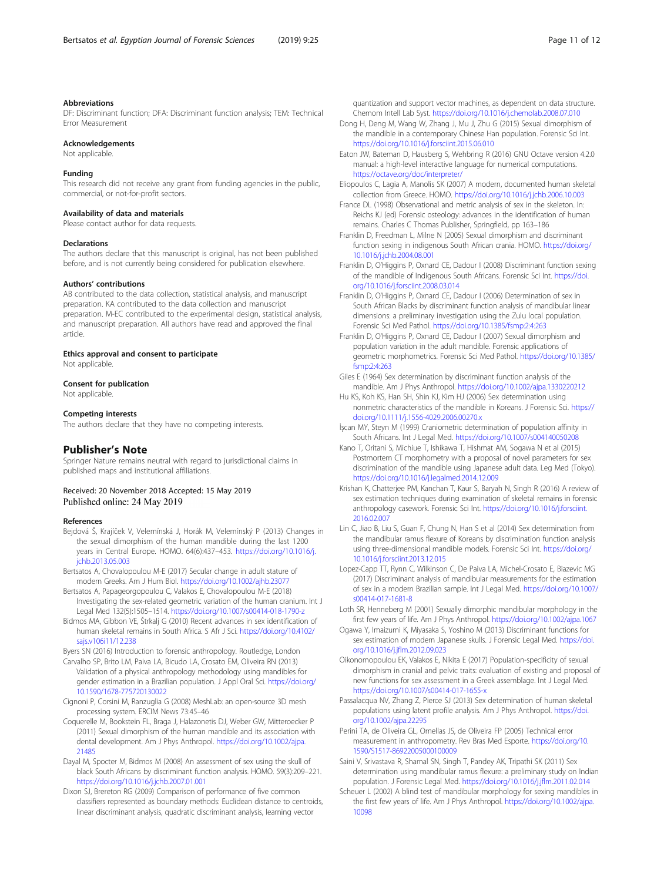### Abbreviations

DF: Discriminant function; DFA: Discriminant function analysis; TEM: Technical Error Measurement

### Acknowledgements

Not applicable.

### Funding

This research did not receive any grant from funding agencies in the public, commercial, or not-for-profit sectors.

### Availability of data and materials

Please contact author for data requests.

### Declarations

The authors declare that this manuscript is original, has not been published before, and is not currently being considered for publication elsewhere.

### Authors' contributions

AB contributed to the data collection, statistical analysis, and manuscript preparation. KA contributed to the data collection and manuscript preparation. M-EC contributed to the experimental design, statistical analysis, and manuscript preparation. All authors have read and approved the final article.

### Ethics approval and consent to participate

Not applicable.

### Consent for publication

Not applicable.

### Competing interests

The authors declare that they have no competing interests.

## Publisher's Note

Springer Nature remains neutral with regard to jurisdictional claims in published maps and institutional affiliations.

Received: 20 November 2018 Accepted: 15 May 2019
Published online: 24 May 2019

### References

Bejdová Š, Krajíček V, Velemínská J, Horák M, Velemínský P (2013) Changes in the sexual dimorphism of the human mandible during the last 1200 years in Central Europe. HOMO. 64(6):437–453. https://doi.org/10.1016/j.jchb.2013.05.003

Bertsatos A, Chovalopoulou M-E (2017) Secular change in adult stature of modern Greeks. Am J Hum Biol. https://doi.org/10.1002/ajhb.23077

Bertsatos A, Papageorgopoulou C, Valakos E, Chovalopoulou M-E (2018) Investigating the sex-related geometric variation of the human cranium. Int J Legal Med 132(5):1505–1514. https://doi.org/10.1007/s00414-018-1790-z

Bidmos MA, Gibbon VE, Štrkalj G (2010) Recent advances in sex identification of human skeletal remains in South Africa. S Afr J Sci. https://doi.org/10.4102/sajs.v106i11/12.238

Byers SN (2016) Introduction to forensic anthropology. Routledge, London

Carvalho SP, Brito LM, Paiva LA, Bicudo LA, Crosato EM, Oliveira RN (2013) Validation of a physical anthropology methodology using mandibles for gender estimation in a Brazilian population. J Appl Oral Sci. https://doi.org/10.1590/1678-775720130022

Cignoni P, Corsini M, Ranzuglia G (2008) MeshLab: an open-source 3D mesh processing system. ERCIM News 73:45–46

Coquerelle M, Bookstein FL, Braga J, Halazonetis DJ, Weber GW, Mitteroecker P (2011) Sexual dimorphism of the human mandible and its association with dental development. Am J Phys Anthropol. https://doi.org/10.1002/ajpa.21485

Dayal M, Spocter M, Bidmos M (2008) An assessment of sex using the skull of black South Africans by discriminant function analysis. HOMO. 59(3):209–221. https://doi.org/10.1016/j.jchb.2007.01.001

Dixon SJ, Brereton RG (2009) Comparison of performance of five common classifiers represented as boundary methods: Euclidean distance to centroids, linear discriminant analysis, quadratic discriminant analysis, learning vector quantization and support vector machines, as dependent on data structure. Chemom Intell Lab Syst. https://doi.org/10.1016/j.chemolab.2008.07.010

Dong H, Deng M, Wang W, Zhang J, Mu J, Zhu G (2015) Sexual dimorphism of the mandible in a contemporary Chinese Han population. Forensic Sci Int. https://doi.org/10.1016/j.forsciint.2015.06.010

Eaton JW, Bateman D, Hausberg S, Wehbring R (2016) GNU Octave version 4.2.0 manual: a high-level interactive language for numerical computations. https://octave.org/doc/interpreter/

Eliopoulos C, Lagia A, Manolis SK (2007) A modern, documented human skeletal collection from Greece. HOMO. https://doi.org/10.1016/j.jchb.2006.10.003

France DL (1998) Observational and metric analysis of sex in the skeleton. In: Reichs KJ (ed) Forensic osteology: advances in the identification of human remains. Charles C Thomas Publisher, Springfield, pp 163–186

Franklin D, Freedman L, Milne N (2005) Sexual dimorphism and discriminant function sexing in indigenous South African crania. HOMO. https://doi.org/10.1016/j.jchb.2004.08.001

Franklin D, O'Higgins P, Oxnard CE, Dadour I (2008) Discriminant function sexing of the mandible of Indigenous South Africans. Forensic Sci Int. https://doi.org/10.1016/j.forsciint.2008.03.014

Franklin D, O'Higgins P, Oxnard CE, Dadour I (2006) Determination of sex in South African Blacks by discriminant function analysis of mandibular linear dimensions: a preliminary investigation using the Zulu local population. Forensic Sci Med Pathol. https://doi.org/10.1385/fsmp:2:4:263

Franklin D, O'Higgins P, Oxnard CE, Dadour I (2007) Sexual dimorphism and population variation in the adult mandible. Forensic applications of geometric morphometrics. Forensic Sci Med Pathol. https://doi.org/10.1385/fsmp:2:4:263

Giles E (1964) Sex determination by discriminant function analysis of the mandible. Am J Phys Anthropol. https://doi.org/10.1002/ajpa.1330220212

Hu KS, Koh KS, Han SH, Shin KJ, Kim HJ (2006) Sex determination using nonmetric characteristics of the mandible in Koreans. J Forensic Sci. https://doi.org/10.1111/j.1556-4029.2006.00270.x

İşcan MY, Steyn M (1999) Craniometric determination of population affinity in South Africans. Int J Legal Med. https://doi.org/10.1007/s004140050208

Kano T, Oritani S, Michiue T, Ishikawa T, Hishmat AM, Sogawa N et al (2015) Postmortem CT morphometry with a proposal of novel parameters for sex discrimination of the mandible using Japanese adult data. Leg Med (Tokyo). https://doi.org/10.1016/j.legalmed.2014.12.009

Krishan K, Chatterjee PM, Kanchan T, Kaur S, Baryah N, Singh R (2016) A review of sex estimation techniques during examination of skeletal remains in forensic anthropology casework. Forensic Sci Int. https://doi.org/10.1016/j.forsciint.2016.02.007

Lin C, Jiao B, Liu S, Guan F, Chung N, Han S et al (2014) Sex determination from the mandibular ramus flexure of Koreans by discrimination function analysis using three-dimensional mandible models. Forensic Sci Int. https://doi.org/10.1016/j.forsciint.2013.12.015

Lopez-Capp TT, Rynn C, Wilkinson C, De Paiva LA, Michel-Crosato E, Biazevic MG (2017) Discriminant analysis of mandibular measurements for the estimation of sex in a modern Brazilian sample. Int J Legal Med. https://doi.org/10.1007/s00414-017-1681-8

Loth SR, Henneberg M (2001) Sexually dimorphic mandibular morphology in the first few years of life. Am J Phys Anthropol. https://doi.org/10.1002/ajpa.1067

Ogawa Y, Imaizumi K, Miyasaka S, Yoshino M (2013) Discriminant functions for sex estimation of modern Japanese skulls. J Forensic Legal Med. https://doi.org/10.1016/j.jflm.2012.09.023

Oikonomopoulou EK, Valakos E, Nikita E (2017) Population-specificity of sexual dimorphism in cranial and pelvic traits: evaluation of existing and proposal of new functions for sex assessment in a Greek assemblage. Int J Legal Med. https://doi.org/10.1007/s00414-017-1655-x

Passalacqua NV, Zhang Z, Pierce SJ (2013) Sex determination of human skeletal populations using latent profile analysis. Am J Phys Anthropol. https://doi.org/10.1002/ajpa.22295

Perini TA, de Oliveira GL, Ornellas JS, de Oliveira FP (2005) Technical error measurement in anthropometry. Rev Bras Med Esporte. https://doi.org/10.1590/S1517-86922005000100009

Saini V, Srivastava R, Shamal SN, Singh T, Pandey AK, Tripathi SK (2011) Sex determination using mandibular ramus flexure: a preliminary study on Indian population. J Forensic Legal Med. https://doi.org/10.1016/j.jflm.2011.02.014

Scheuer L (2002) A blind test of mandibular morphology for sexing mandibles in the first few years of life. Am J Phys Anthropol. https://doi.org/10.1002/ajpa.10098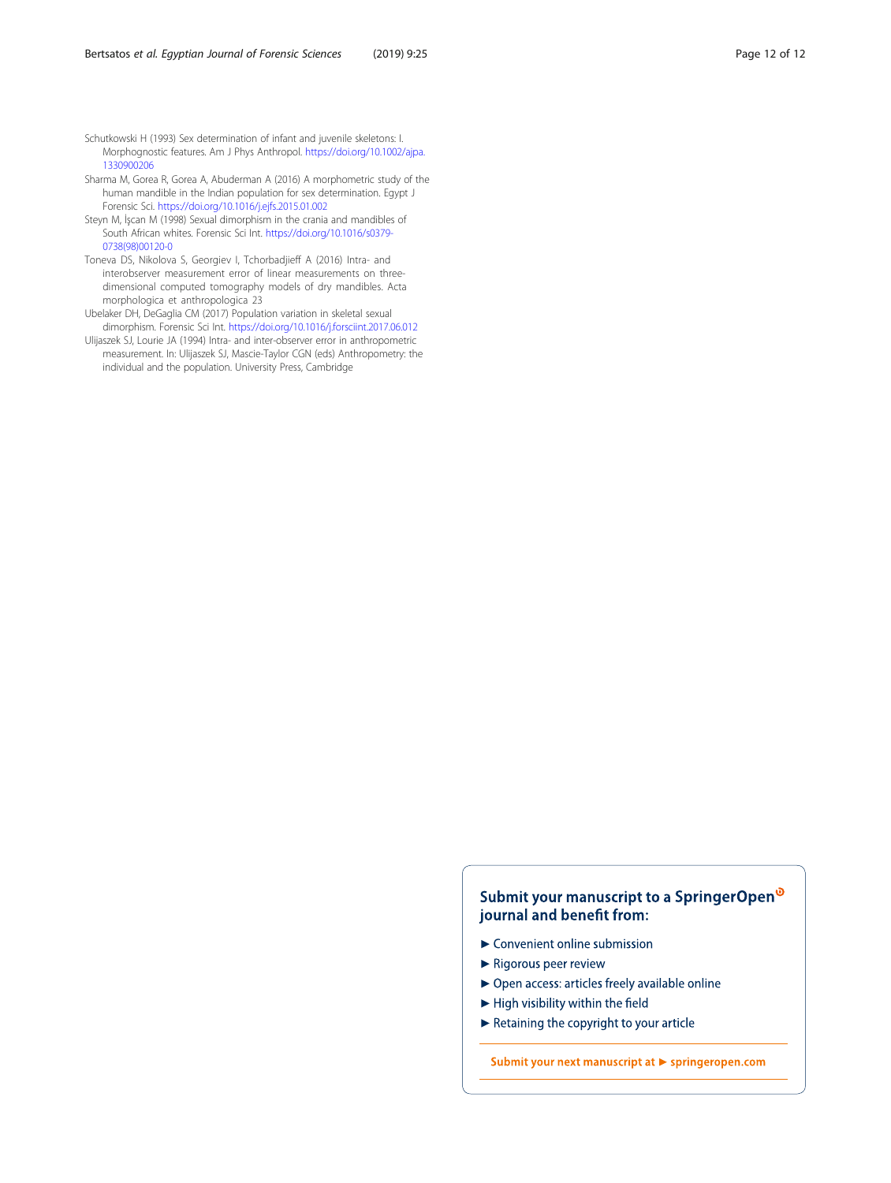Schutkowski H (1993) Sex determination of infant and juvenile skeletons: I. Morphognostic features. Am J Phys Anthropol. https://doi.org/10.1002/ajpa.1330900206

Sharma M, Gorea R, Gorea A, Abuderman A (2016) A morphometric study of the human mandible in the Indian population for sex determination. Egypt J Forensic Sci. https://doi.org/10.1016/j.ejfs.2015.01.002

Steyn M, İşcan M (1998) Sexual dimorphism in the crania and mandibles of South African whites. Forensic Sci Int. https://doi.org/10.1016/s0379-0738(98)00120-0

Toneva DS, Nikolova S, Georgiev I, Tchorbadjieff A (2016) Intra- and interobserver measurement error of linear measurements on three-dimensional computed tomography models of dry mandibles. Acta morphologica et anthropologica 23

Ubelaker DH, DeGaglia CM (2017) Population variation in skeletal sexual dimorphism. Forensic Sci Int. https://doi.org/10.1016/j.forsciint.2017.06.012

Ulijaszek SJ, Lourie JA (1994) Intra- and inter-observer error in anthropometric measurement. In: Ulijaszek SJ, Mascie-Taylor CGN (eds) Anthropometry: the individual and the population. University Press, Cambridge

**Submit your manuscript to a SpringerOpen journal and benefit from:**

- ► Convenient online submission
- ► Rigorous peer review
- ► Open access: articles freely available online
- ► High visibility within the field
- ► Retaining the copyright to your article

**Submit your next manuscript at ► springeropen.com**